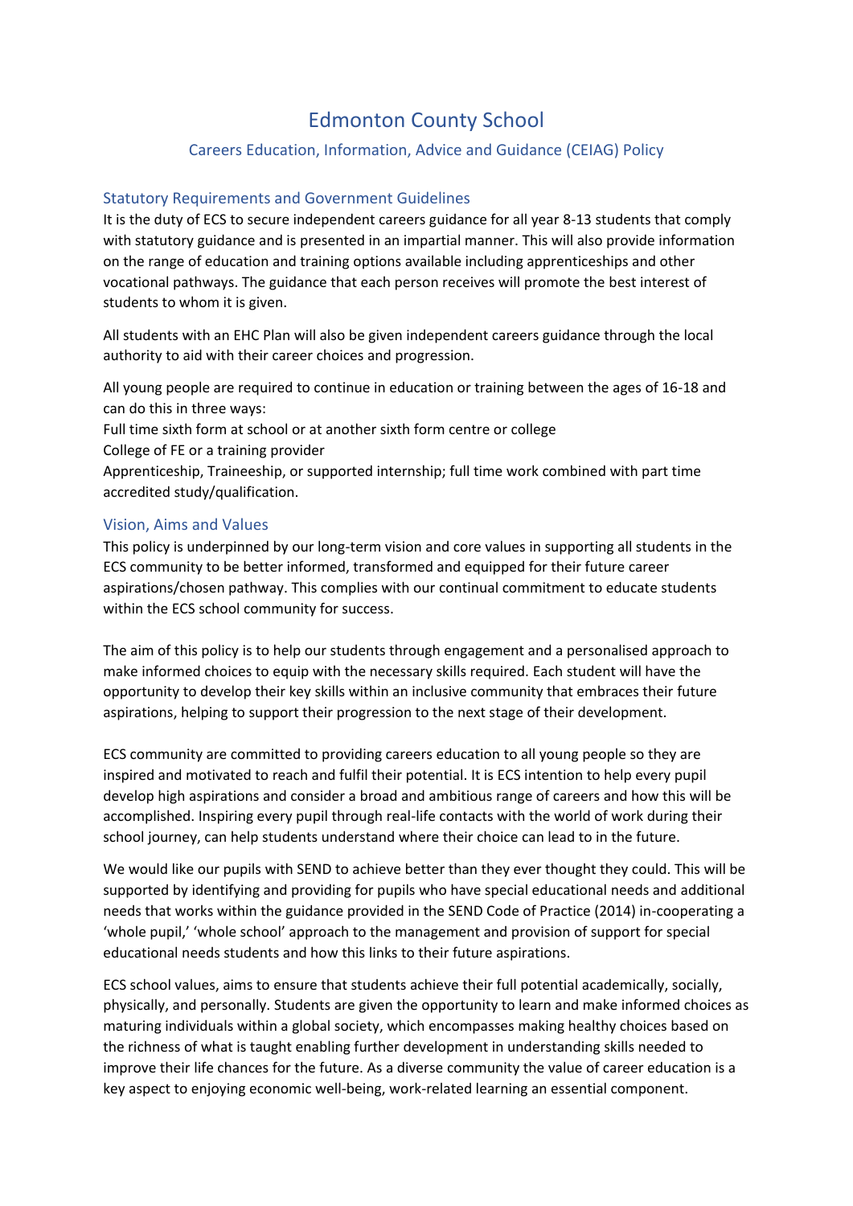# Edmonton County School

## Careers Education, Information, Advice and Guidance (CEIAG) Policy

### Statutory Requirements and Government Guidelines

It is the duty of ECS to secure independent careers guidance for all year 8-13 students that comply with statutory guidance and is presented in an impartial manner. This will also provide information on the range of education and training options available including apprenticeships and other vocational pathways. The guidance that each person receives will promote the best interest of students to whom it is given.

All students with an EHC Plan will also be given independent careers guidance through the local authority to aid with their career choices and progression.

All young people are required to continue in education or training between the ages of 16-18 and can do this in three ways:
Full time sixth form at school or at another sixth form centre or college
College of FE or a training provider
Apprenticeship, Traineeship, or supported internship; full time work combined with part time accredited study/qualification.

### Vision, Aims and Values

This policy is underpinned by our long-term vision and core values in supporting all students in the ECS community to be better informed, transformed and equipped for their future career aspirations/chosen pathway. This complies with our continual commitment to educate students within the ECS school community for success.

The aim of this policy is to help our students through engagement and a personalised approach to make informed choices to equip with the necessary skills required. Each student will have the opportunity to develop their key skills within an inclusive community that embraces their future aspirations, helping to support their progression to the next stage of their development.

ECS community are committed to providing careers education to all young people so they are inspired and motivated to reach and fulfil their potential. It is ECS intention to help every pupil develop high aspirations and consider a broad and ambitious range of careers and how this will be accomplished. Inspiring every pupil through real-life contacts with the world of work during their school journey, can help students understand where their choice can lead to in the future.

We would like our pupils with SEND to achieve better than they ever thought they could. This will be supported by identifying and providing for pupils who have special educational needs and additional needs that works within the guidance provided in the SEND Code of Practice (2014) in-cooperating a 'whole pupil,' 'whole school' approach to the management and provision of support for special educational needs students and how this links to their future aspirations.

ECS school values, aims to ensure that students achieve their full potential academically, socially, physically, and personally. Students are given the opportunity to learn and make informed choices as maturing individuals within a global society, which encompasses making healthy choices based on the richness of what is taught enabling further development in understanding skills needed to improve their life chances for the future. As a diverse community the value of career education is a key aspect to enjoying economic well-being, work-related learning an essential component.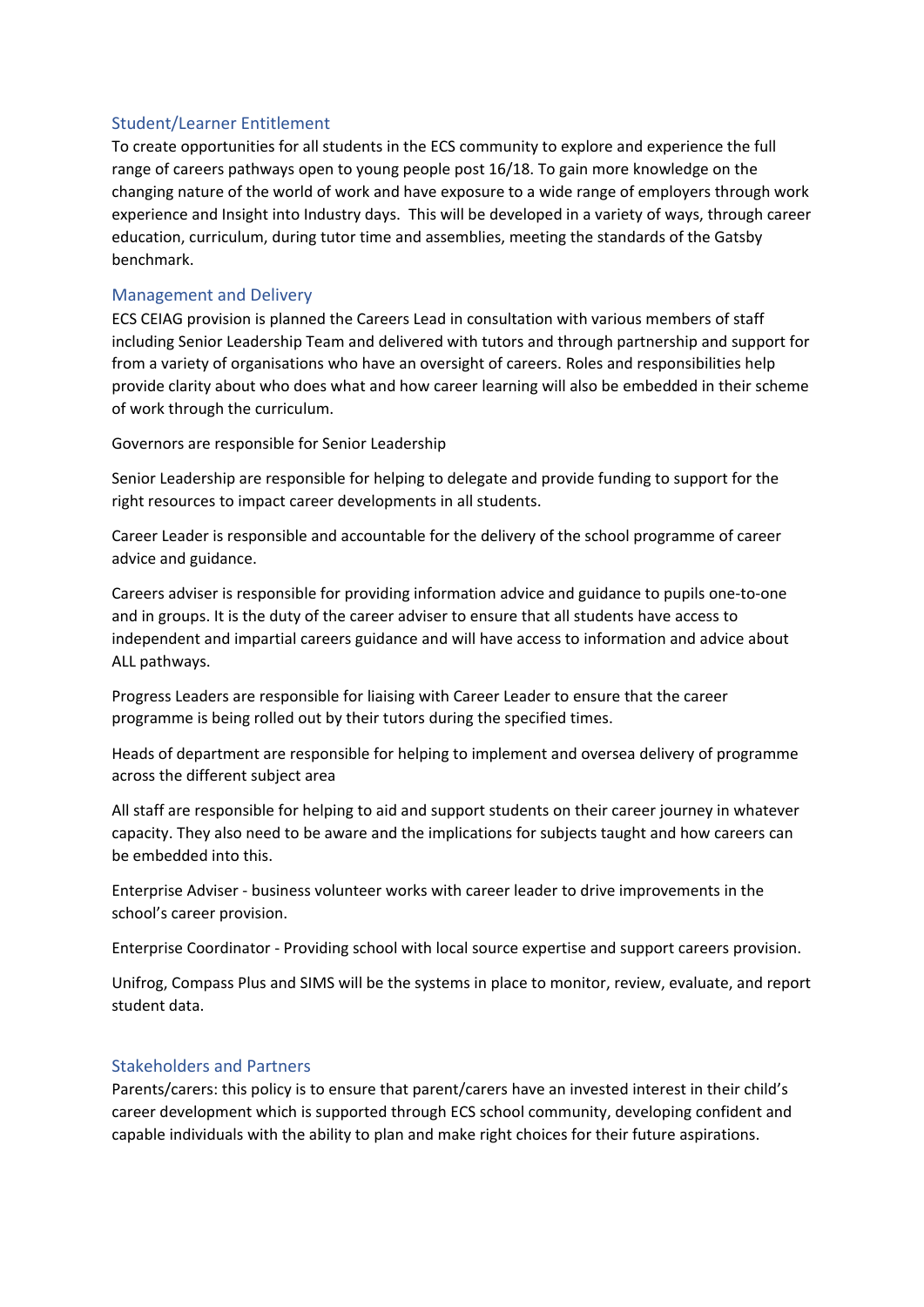## Student/Learner Entitlement

To create opportunities for all students in the ECS community to explore and experience the full range of careers pathways open to young people post 16/18. To gain more knowledge on the changing nature of the world of work and have exposure to a wide range of employers through work experience and Insight into Industry days. This will be developed in a variety of ways, through career education, curriculum, during tutor time and assemblies, meeting the standards of the Gatsby benchmark.

## Management and Delivery

ECS CEIAG provision is planned the Careers Lead in consultation with various members of staff including Senior Leadership Team and delivered with tutors and through partnership and support for from a variety of organisations who have an oversight of careers. Roles and responsibilities help provide clarity about who does what and how career learning will also be embedded in their scheme of work through the curriculum.

Governors are responsible for Senior Leadership

Senior Leadership are responsible for helping to delegate and provide funding to support for the right resources to impact career developments in all students.

Career Leader is responsible and accountable for the delivery of the school programme of career advice and guidance.

Careers adviser is responsible for providing information advice and guidance to pupils one-to-one and in groups. It is the duty of the career adviser to ensure that all students have access to independent and impartial careers guidance and will have access to information and advice about ALL pathways.

Progress Leaders are responsible for liaising with Career Leader to ensure that the career programme is being rolled out by their tutors during the specified times.

Heads of department are responsible for helping to implement and oversea delivery of programme across the different subject area

All staff are responsible for helping to aid and support students on their career journey in whatever capacity. They also need to be aware and the implications for subjects taught and how careers can be embedded into this.

Enterprise Adviser - business volunteer works with career leader to drive improvements in the school's career provision.

Enterprise Coordinator - Providing school with local source expertise and support careers provision.

Unifrog, Compass Plus and SIMS will be the systems in place to monitor, review, evaluate, and report student data.

## Stakeholders and Partners

Parents/carers: this policy is to ensure that parent/carers have an invested interest in their child's career development which is supported through ECS school community, developing confident and capable individuals with the ability to plan and make right choices for their future aspirations.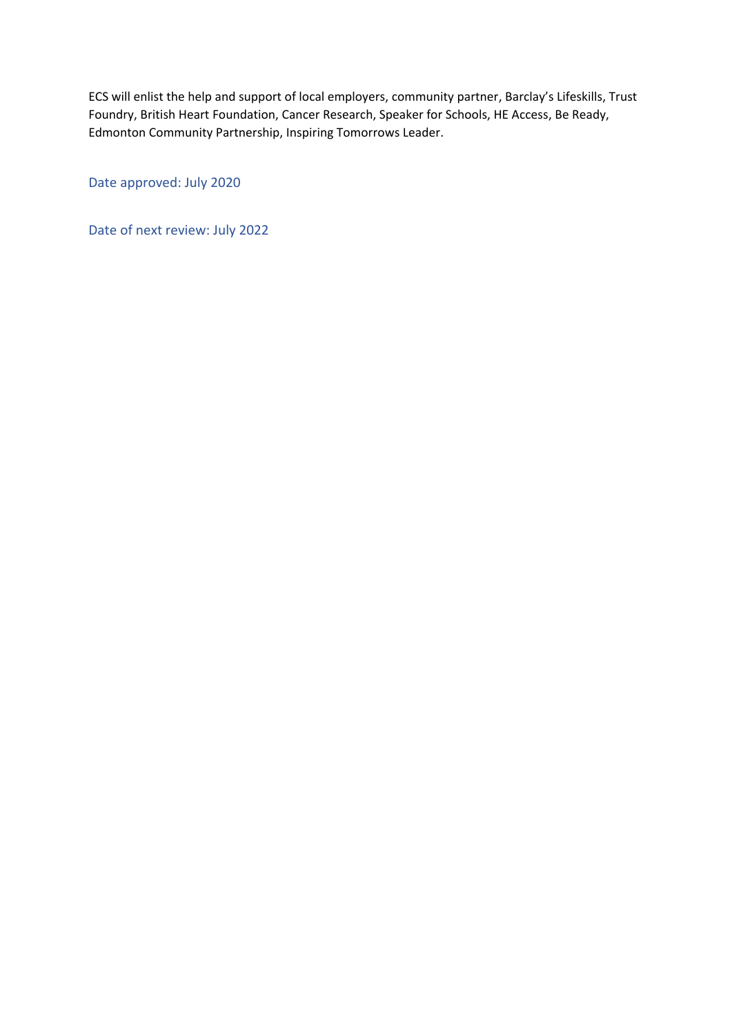ECS will enlist the help and support of local employers, community partner, Barclay's Lifeskills, Trust Foundry, British Heart Foundation, Cancer Research, Speaker for Schools, HE Access, Be Ready, Edmonton Community Partnership, Inspiring Tomorrows Leader.

Date approved: July 2020

Date of next review: July 2022